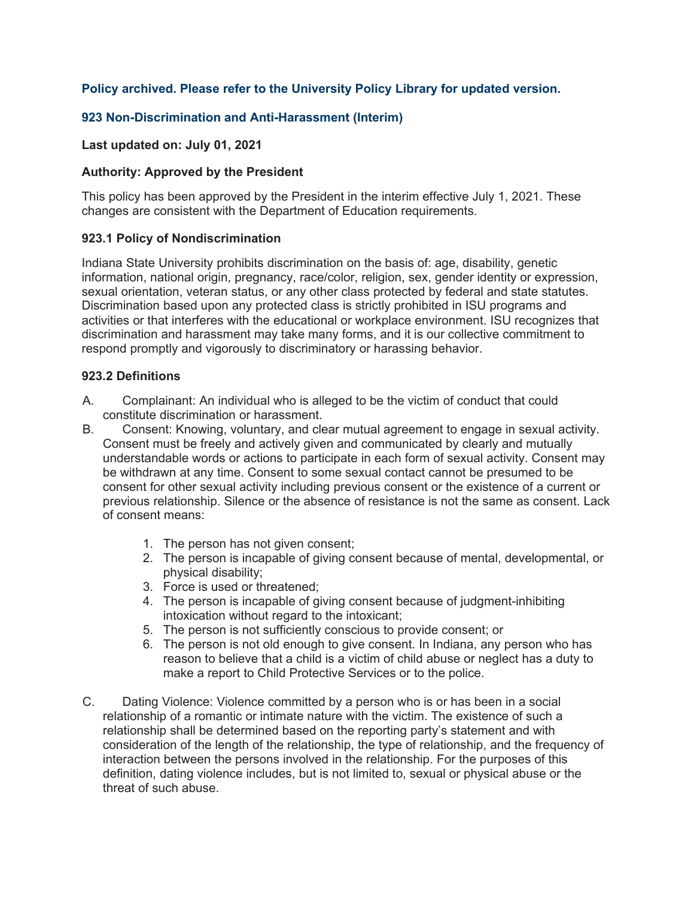**Policy archived. Please refer to the University Policy Library for updated version.**

## 923 Non-Discrimination and Anti-Harassment (Interim)

**Last updated on: July 01, 2021**

**Authority: Approved by the President**

This policy has been approved by the President in the interim effective July 1, 2021. These changes are consistent with the Department of Education requirements.

### 923.1 Policy of Nondiscrimination

Indiana State University prohibits discrimination on the basis of: age, disability, genetic information, national origin, pregnancy, race/color, religion, sex, gender identity or expression, sexual orientation, veteran status, or any other class protected by federal and state statutes. Discrimination based upon any protected class is strictly prohibited in ISU programs and activities or that interferes with the educational or workplace environment. ISU recognizes that discrimination and harassment may take many forms, and it is our collective commitment to respond promptly and vigorously to discriminatory or harassing behavior.

### 923.2 Definitions

A. Complainant: An individual who is alleged to be the victim of conduct that could constitute discrimination or harassment.

B. Consent: Knowing, voluntary, and clear mutual agreement to engage in sexual activity. Consent must be freely and actively given and communicated by clearly and mutually understandable words or actions to participate in each form of sexual activity. Consent may be withdrawn at any time. Consent to some sexual contact cannot be presumed to be consent for other sexual activity including previous consent or the existence of a current or previous relationship. Silence or the absence of resistance is not the same as consent. Lack of consent means:

   1. The person has not given consent;
   2. The person is incapable of giving consent because of mental, developmental, or physical disability;
   3. Force is used or threatened;
   4. The person is incapable of giving consent because of judgment-inhibiting intoxication without regard to the intoxicant;
   5. The person is not sufficiently conscious to provide consent; or
   6. The person is not old enough to give consent. In Indiana, any person who has reason to believe that a child is a victim of child abuse or neglect has a duty to make a report to Child Protective Services or to the police.

C. Dating Violence: Violence committed by a person who is or has been in a social relationship of a romantic or intimate nature with the victim. The existence of such a relationship shall be determined based on the reporting party's statement and with consideration of the length of the relationship, the type of relationship, and the frequency of interaction between the persons involved in the relationship. For the purposes of this definition, dating violence includes, but is not limited to, sexual or physical abuse or the threat of such abuse.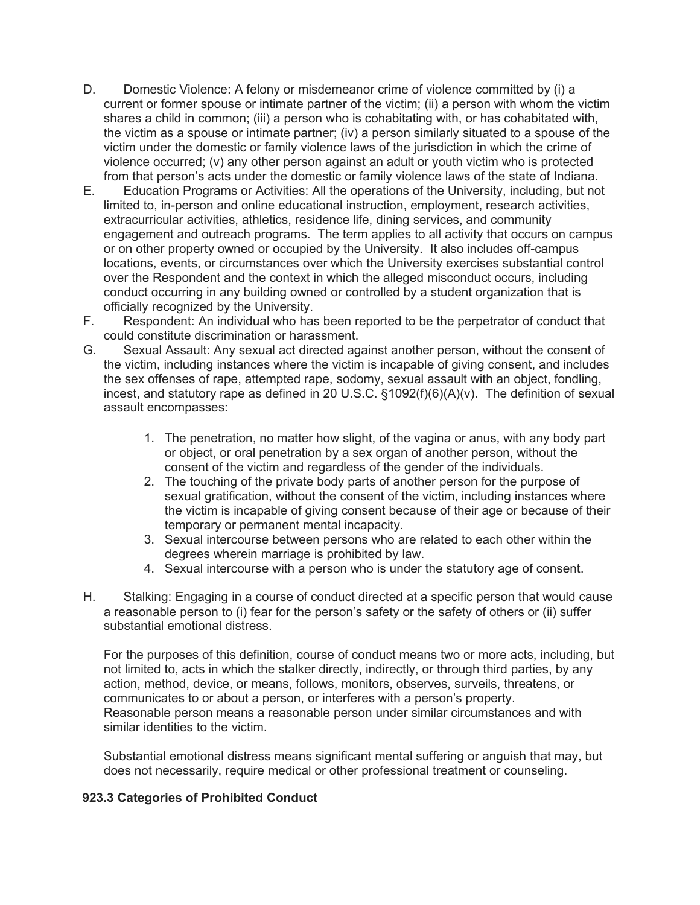D. Domestic Violence: A felony or misdemeanor crime of violence committed by (i) a current or former spouse or intimate partner of the victim; (ii) a person with whom the victim shares a child in common; (iii) a person who is cohabitating with, or has cohabitated with, the victim as a spouse or intimate partner; (iv) a person similarly situated to a spouse of the victim under the domestic or family violence laws of the jurisdiction in which the crime of violence occurred; (v) any other person against an adult or youth victim who is protected from that person's acts under the domestic or family violence laws of the state of Indiana.

E. Education Programs or Activities: All the operations of the University, including, but not limited to, in-person and online educational instruction, employment, research activities, extracurricular activities, athletics, residence life, dining services, and community engagement and outreach programs. The term applies to all activity that occurs on campus or on other property owned or occupied by the University. It also includes off-campus locations, events, or circumstances over which the University exercises substantial control over the Respondent and the context in which the alleged misconduct occurs, including conduct occurring in any building owned or controlled by a student organization that is officially recognized by the University.

F. Respondent: An individual who has been reported to be the perpetrator of conduct that could constitute discrimination or harassment.

G. Sexual Assault: Any sexual act directed against another person, without the consent of the victim, including instances where the victim is incapable of giving consent, and includes the sex offenses of rape, attempted rape, sodomy, sexual assault with an object, fondling, incest, and statutory rape as defined in 20 U.S.C. §1092(f)(6)(A)(v). The definition of sexual assault encompasses:

1. The penetration, no matter how slight, of the vagina or anus, with any body part or object, or oral penetration by a sex organ of another person, without the consent of the victim and regardless of the gender of the individuals.
2. The touching of the private body parts of another person for the purpose of sexual gratification, without the consent of the victim, including instances where the victim is incapable of giving consent because of their age or because of their temporary or permanent mental incapacity.
3. Sexual intercourse between persons who are related to each other within the degrees wherein marriage is prohibited by law.
4. Sexual intercourse with a person who is under the statutory age of consent.

H. Stalking: Engaging in a course of conduct directed at a specific person that would cause a reasonable person to (i) fear for the person's safety or the safety of others or (ii) suffer substantial emotional distress.

For the purposes of this definition, course of conduct means two or more acts, including, but not limited to, acts in which the stalker directly, indirectly, or through third parties, by any action, method, device, or means, follows, monitors, observes, surveils, threatens, or communicates to or about a person, or interferes with a person's property. Reasonable person means a reasonable person under similar circumstances and with similar identities to the victim.

Substantial emotional distress means significant mental suffering or anguish that may, but does not necessarily, require medical or other professional treatment or counseling.

### 923.3 Categories of Prohibited Conduct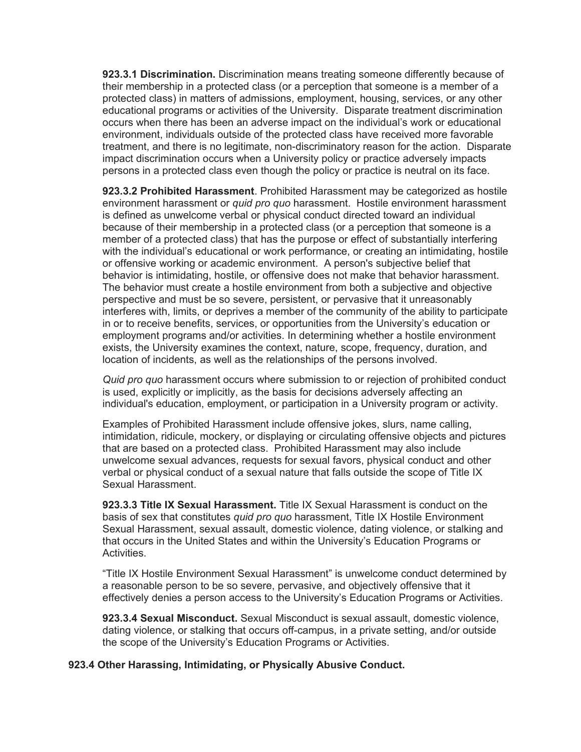**923.3.1 Discrimination.** Discrimination means treating someone differently because of their membership in a protected class (or a perception that someone is a member of a protected class) in matters of admissions, employment, housing, services, or any other educational programs or activities of the University. Disparate treatment discrimination occurs when there has been an adverse impact on the individual's work or educational environment, individuals outside of the protected class have received more favorable treatment, and there is no legitimate, non-discriminatory reason for the action. Disparate impact discrimination occurs when a University policy or practice adversely impacts persons in a protected class even though the policy or practice is neutral on its face.

**923.3.2 Prohibited Harassment**. Prohibited Harassment may be categorized as hostile environment harassment or *quid pro quo* harassment. Hostile environment harassment is defined as unwelcome verbal or physical conduct directed toward an individual because of their membership in a protected class (or a perception that someone is a member of a protected class) that has the purpose or effect of substantially interfering with the individual's educational or work performance, or creating an intimidating, hostile or offensive working or academic environment. A person's subjective belief that behavior is intimidating, hostile, or offensive does not make that behavior harassment. The behavior must create a hostile environment from both a subjective and objective perspective and must be so severe, persistent, or pervasive that it unreasonably interferes with, limits, or deprives a member of the community of the ability to participate in or to receive benefits, services, or opportunities from the University's education or employment programs and/or activities. In determining whether a hostile environment exists, the University examines the context, nature, scope, frequency, duration, and location of incidents, as well as the relationships of the persons involved.

*Quid pro quo* harassment occurs where submission to or rejection of prohibited conduct is used, explicitly or implicitly, as the basis for decisions adversely affecting an individual's education, employment, or participation in a University program or activity.

Examples of Prohibited Harassment include offensive jokes, slurs, name calling, intimidation, ridicule, mockery, or displaying or circulating offensive objects and pictures that are based on a protected class. Prohibited Harassment may also include unwelcome sexual advances, requests for sexual favors, physical conduct and other verbal or physical conduct of a sexual nature that falls outside the scope of Title IX Sexual Harassment.

**923.3.3 Title IX Sexual Harassment.** Title IX Sexual Harassment is conduct on the basis of sex that constitutes *quid pro quo* harassment, Title IX Hostile Environment Sexual Harassment, sexual assault, domestic violence, dating violence, or stalking and that occurs in the United States and within the University's Education Programs or Activities.

"Title IX Hostile Environment Sexual Harassment" is unwelcome conduct determined by a reasonable person to be so severe, pervasive, and objectively offensive that it effectively denies a person access to the University's Education Programs or Activities.

**923.3.4 Sexual Misconduct.** Sexual Misconduct is sexual assault, domestic violence, dating violence, or stalking that occurs off-campus, in a private setting, and/or outside the scope of the University's Education Programs or Activities.

**923.4 Other Harassing, Intimidating, or Physically Abusive Conduct.**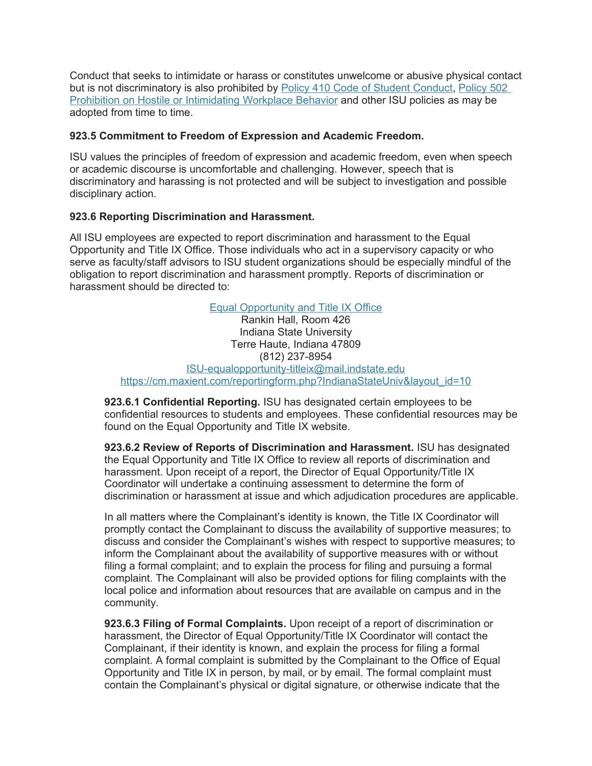Conduct that seeks to intimidate or harass or constitutes unwelcome or abusive physical contact but is not discriminatory is also prohibited by [Policy 410 Code of Student Conduct](), [Policy 502 Prohibition on Hostile or Intimidating Workplace Behavior]() and other ISU policies as may be adopted from time to time.

**923.5 Commitment to Freedom of Expression and Academic Freedom.**

ISU values the principles of freedom of expression and academic freedom, even when speech or academic discourse is uncomfortable and challenging. However, speech that is discriminatory and harassing is not protected and will be subject to investigation and possible disciplinary action.

**923.6 Reporting Discrimination and Harassment.**

All ISU employees are expected to report discrimination and harassment to the Equal Opportunity and Title IX Office. Those individuals who act in a supervisory capacity or who serve as faculty/staff advisors to ISU student organizations should be especially mindful of the obligation to report discrimination and harassment promptly. Reports of discrimination or harassment should be directed to:

Equal Opportunity and Title IX Office
Rankin Hall, Room 426
Indiana State University
Terre Haute, Indiana 47809
(812) 237-8954
ISU-equalopportunity-titleix@mail.indstate.edu
https://cm.maxient.com/reportingform.php?IndianaStateUniv&layout_id=10

**923.6.1 Confidential Reporting.** ISU has designated certain employees to be confidential resources to students and employees. These confidential resources may be found on the Equal Opportunity and Title IX website.

**923.6.2 Review of Reports of Discrimination and Harassment.** ISU has designated the Equal Opportunity and Title IX Office to review all reports of discrimination and harassment. Upon receipt of a report, the Director of Equal Opportunity/Title IX Coordinator will undertake a continuing assessment to determine the form of discrimination or harassment at issue and which adjudication procedures are applicable.

In all matters where the Complainant's identity is known, the Title IX Coordinator will promptly contact the Complainant to discuss the availability of supportive measures; to discuss and consider the Complainant's wishes with respect to supportive measures; to inform the Complainant about the availability of supportive measures with or without filing a formal complaint; and to explain the process for filing and pursuing a formal complaint. The Complainant will also be provided options for filing complaints with the local police and information about resources that are available on campus and in the community.

**923.6.3 Filing of Formal Complaints.** Upon receipt of a report of discrimination or harassment, the Director of Equal Opportunity/Title IX Coordinator will contact the Complainant, if their identity is known, and explain the process for filing a formal complaint. A formal complaint is submitted by the Complainant to the Office of Equal Opportunity and Title IX in person, by mail, or by email. The formal complaint must contain the Complainant's physical or digital signature, or otherwise indicate that the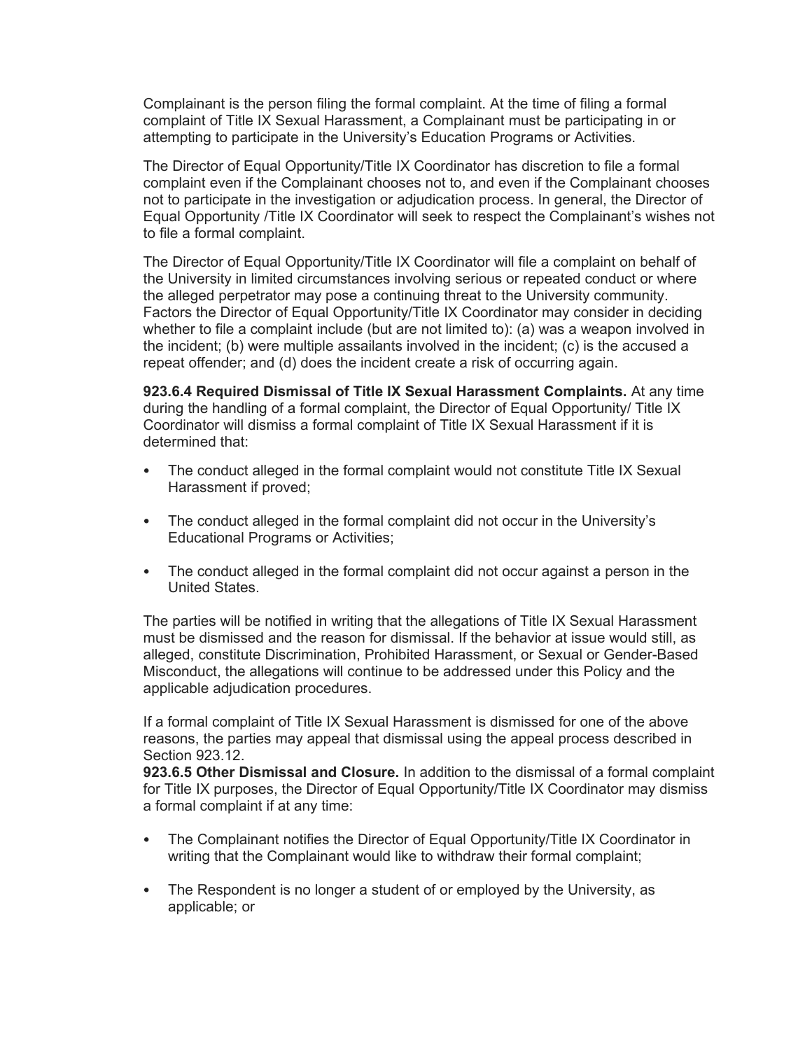Complainant is the person filing the formal complaint. At the time of filing a formal complaint of Title IX Sexual Harassment, a Complainant must be participating in or attempting to participate in the University's Education Programs or Activities.

The Director of Equal Opportunity/Title IX Coordinator has discretion to file a formal complaint even if the Complainant chooses not to, and even if the Complainant chooses not to participate in the investigation or adjudication process. In general, the Director of Equal Opportunity /Title IX Coordinator will seek to respect the Complainant's wishes not to file a formal complaint.

The Director of Equal Opportunity/Title IX Coordinator will file a complaint on behalf of the University in limited circumstances involving serious or repeated conduct or where the alleged perpetrator may pose a continuing threat to the University community. Factors the Director of Equal Opportunity/Title IX Coordinator may consider in deciding whether to file a complaint include (but are not limited to): (a) was a weapon involved in the incident; (b) were multiple assailants involved in the incident; (c) is the accused a repeat offender; and (d) does the incident create a risk of occurring again.

**923.6.4 Required Dismissal of Title IX Sexual Harassment Complaints.** At any time during the handling of a formal complaint, the Director of Equal Opportunity/ Title IX Coordinator will dismiss a formal complaint of Title IX Sexual Harassment if it is determined that:

- The conduct alleged in the formal complaint would not constitute Title IX Sexual Harassment if proved;
- The conduct alleged in the formal complaint did not occur in the University's Educational Programs or Activities;
- The conduct alleged in the formal complaint did not occur against a person in the United States.

The parties will be notified in writing that the allegations of Title IX Sexual Harassment must be dismissed and the reason for dismissal. If the behavior at issue would still, as alleged, constitute Discrimination, Prohibited Harassment, or Sexual or Gender-Based Misconduct, the allegations will continue to be addressed under this Policy and the applicable adjudication procedures.

If a formal complaint of Title IX Sexual Harassment is dismissed for one of the above reasons, the parties may appeal that dismissal using the appeal process described in Section 923.12.

**923.6.5 Other Dismissal and Closure.** In addition to the dismissal of a formal complaint for Title IX purposes, the Director of Equal Opportunity/Title IX Coordinator may dismiss a formal complaint if at any time:

- The Complainant notifies the Director of Equal Opportunity/Title IX Coordinator in writing that the Complainant would like to withdraw their formal complaint;
- The Respondent is no longer a student of or employed by the University, as applicable; or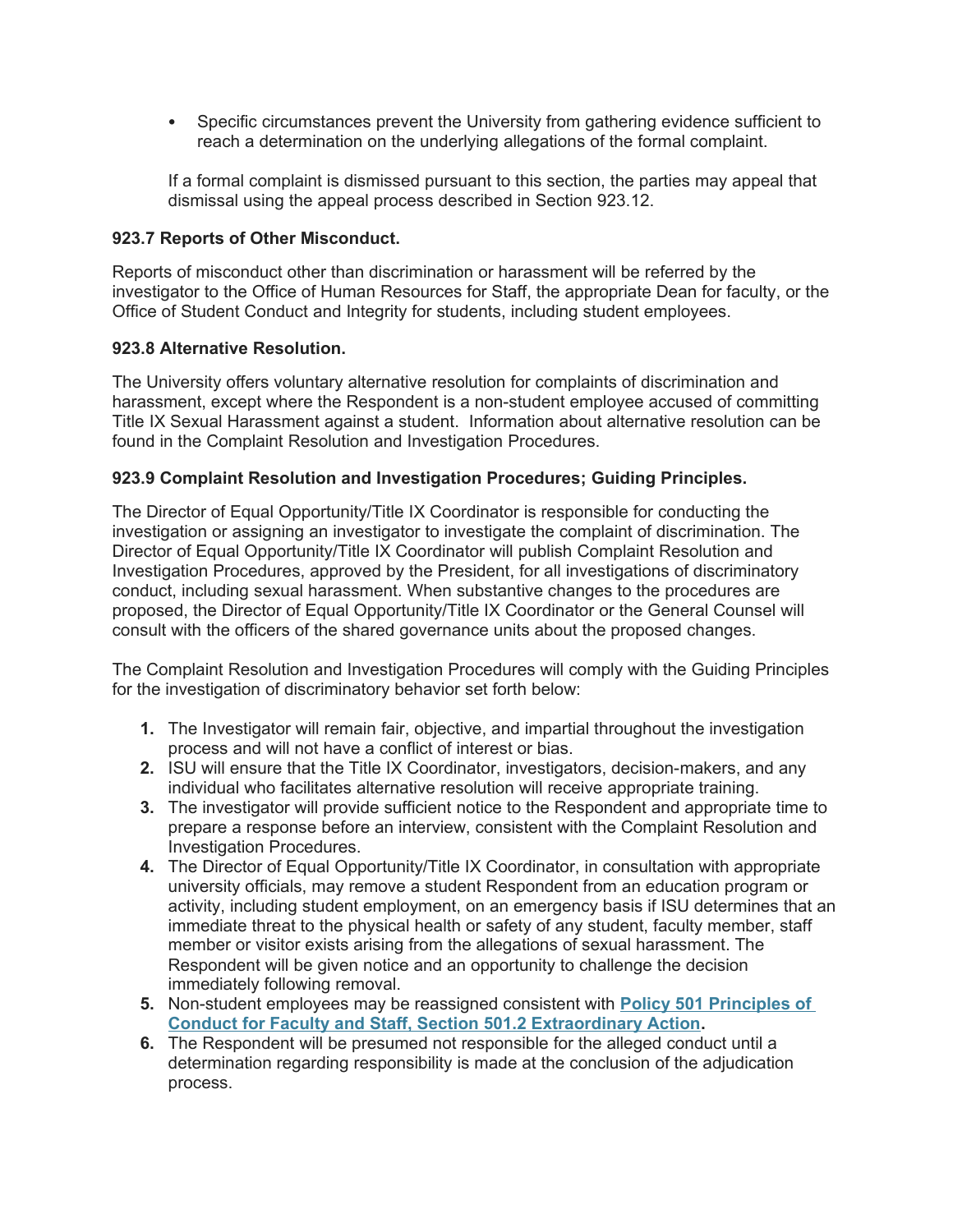- Specific circumstances prevent the University from gathering evidence sufficient to reach a determination on the underlying allegations of the formal complaint.

If a formal complaint is dismissed pursuant to this section, the parties may appeal that dismissal using the appeal process described in Section 923.12.

**923.7 Reports of Other Misconduct.**

Reports of misconduct other than discrimination or harassment will be referred by the investigator to the Office of Human Resources for Staff, the appropriate Dean for faculty, or the Office of Student Conduct and Integrity for students, including student employees.

**923.8 Alternative Resolution.**

The University offers voluntary alternative resolution for complaints of discrimination and harassment, except where the Respondent is a non-student employee accused of committing Title IX Sexual Harassment against a student. Information about alternative resolution can be found in the Complaint Resolution and Investigation Procedures.

**923.9 Complaint Resolution and Investigation Procedures; Guiding Principles.**

The Director of Equal Opportunity/Title IX Coordinator is responsible for conducting the investigation or assigning an investigator to investigate the complaint of discrimination. The Director of Equal Opportunity/Title IX Coordinator will publish Complaint Resolution and Investigation Procedures, approved by the President, for all investigations of discriminatory conduct, including sexual harassment. When substantive changes to the procedures are proposed, the Director of Equal Opportunity/Title IX Coordinator or the General Counsel will consult with the officers of the shared governance units about the proposed changes.

The Complaint Resolution and Investigation Procedures will comply with the Guiding Principles for the investigation of discriminatory behavior set forth below:

1. The Investigator will remain fair, objective, and impartial throughout the investigation process and will not have a conflict of interest or bias.
2. ISU will ensure that the Title IX Coordinator, investigators, decision-makers, and any individual who facilitates alternative resolution will receive appropriate training.
3. The investigator will provide sufficient notice to the Respondent and appropriate time to prepare a response before an interview, consistent with the Complaint Resolution and Investigation Procedures.
4. The Director of Equal Opportunity/Title IX Coordinator, in consultation with appropriate university officials, may remove a student Respondent from an education program or activity, including student employment, on an emergency basis if ISU determines that an immediate threat to the physical health or safety of any student, faculty member, staff member or visitor exists arising from the allegations of sexual harassment. The Respondent will be given notice and an opportunity to challenge the decision immediately following removal.
5. Non-student employees may be reassigned consistent with **Policy 501 Principles of Conduct for Faculty and Staff, Section 501.2 Extraordinary Action**.
6. The Respondent will be presumed not responsible for the alleged conduct until a determination regarding responsibility is made at the conclusion of the adjudication process.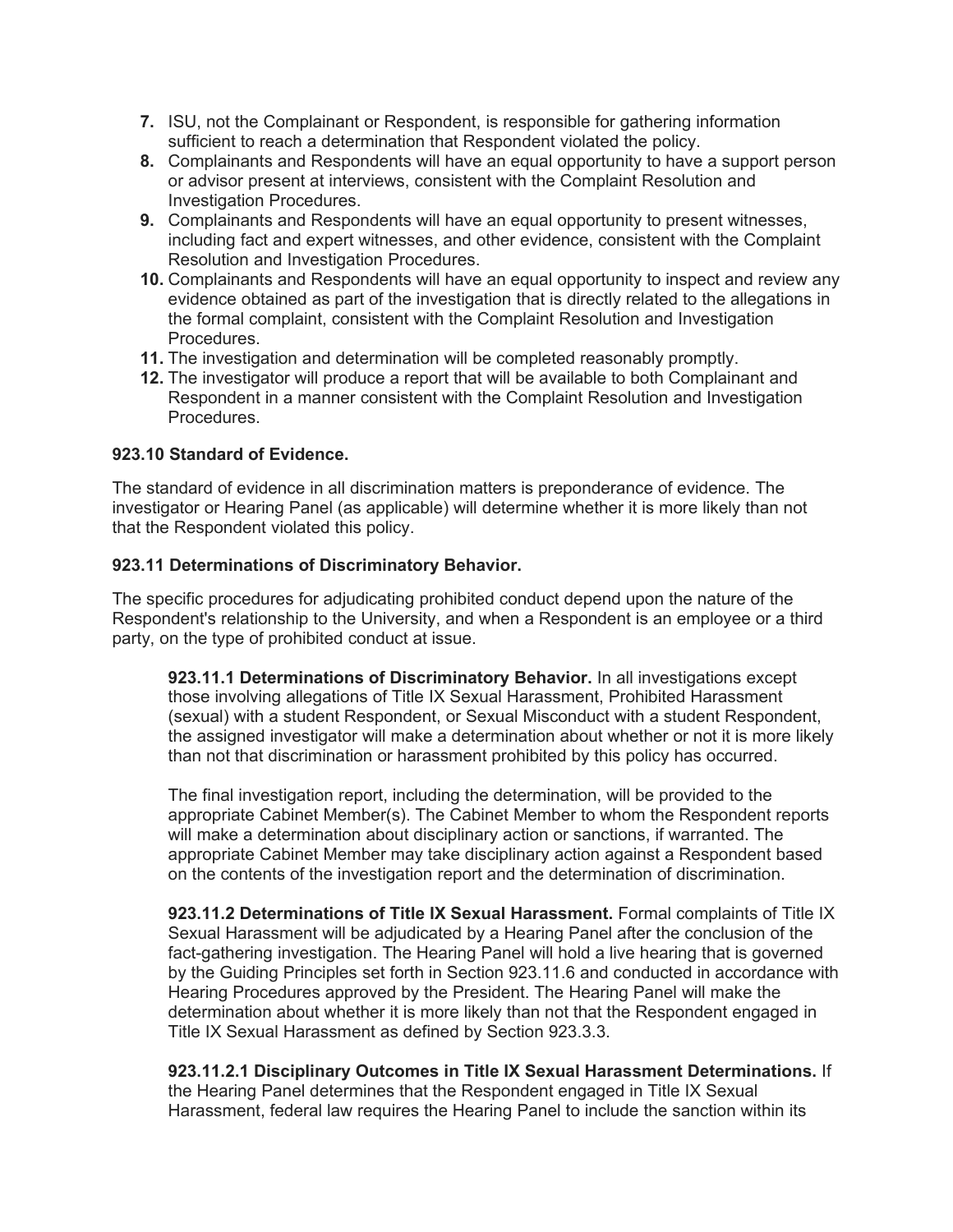7. ISU, not the Complainant or Respondent, is responsible for gathering information sufficient to reach a determination that Respondent violated the policy.
8. Complainants and Respondents will have an equal opportunity to have a support person or advisor present at interviews, consistent with the Complaint Resolution and Investigation Procedures.
9. Complainants and Respondents will have an equal opportunity to present witnesses, including fact and expert witnesses, and other evidence, consistent with the Complaint Resolution and Investigation Procedures.
10. Complainants and Respondents will have an equal opportunity to inspect and review any evidence obtained as part of the investigation that is directly related to the allegations in the formal complaint, consistent with the Complaint Resolution and Investigation Procedures.
11. The investigation and determination will be completed reasonably promptly.
12. The investigator will produce a report that will be available to both Complainant and Respondent in a manner consistent with the Complaint Resolution and Investigation Procedures.

**923.10 Standard of Evidence.**

The standard of evidence in all discrimination matters is preponderance of evidence. The investigator or Hearing Panel (as applicable) will determine whether it is more likely than not that the Respondent violated this policy.

**923.11 Determinations of Discriminatory Behavior.**

The specific procedures for adjudicating prohibited conduct depend upon the nature of the Respondent's relationship to the University, and when a Respondent is an employee or a third party, on the type of prohibited conduct at issue.

**923.11.1 Determinations of Discriminatory Behavior.** In all investigations except those involving allegations of Title IX Sexual Harassment, Prohibited Harassment (sexual) with a student Respondent, or Sexual Misconduct with a student Respondent, the assigned investigator will make a determination about whether or not it is more likely than not that discrimination or harassment prohibited by this policy has occurred.

The final investigation report, including the determination, will be provided to the appropriate Cabinet Member(s). The Cabinet Member to whom the Respondent reports will make a determination about disciplinary action or sanctions, if warranted. The appropriate Cabinet Member may take disciplinary action against a Respondent based on the contents of the investigation report and the determination of discrimination.

**923.11.2 Determinations of Title IX Sexual Harassment.** Formal complaints of Title IX Sexual Harassment will be adjudicated by a Hearing Panel after the conclusion of the fact-gathering investigation. The Hearing Panel will hold a live hearing that is governed by the Guiding Principles set forth in Section 923.11.6 and conducted in accordance with Hearing Procedures approved by the President. The Hearing Panel will make the determination about whether it is more likely than not that the Respondent engaged in Title IX Sexual Harassment as defined by Section 923.3.3.

**923.11.2.1 Disciplinary Outcomes in Title IX Sexual Harassment Determinations.** If the Hearing Panel determines that the Respondent engaged in Title IX Sexual Harassment, federal law requires the Hearing Panel to include the sanction within its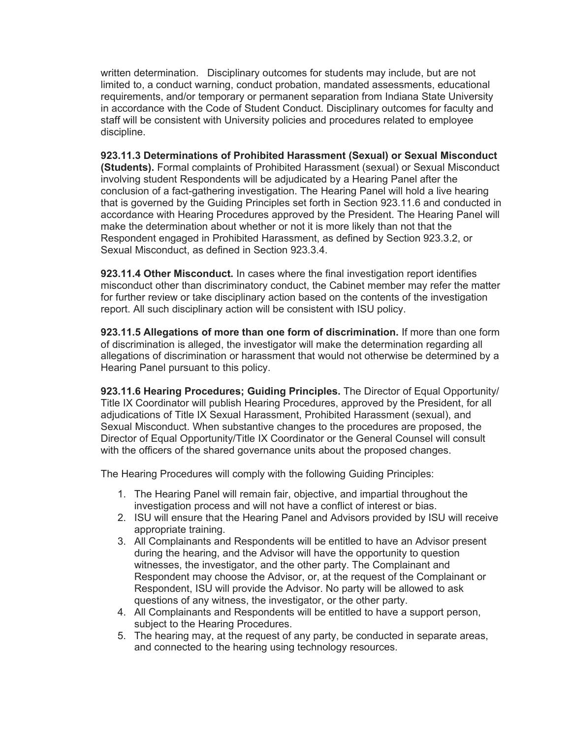written determination. Disciplinary outcomes for students may include, but are not limited to, a conduct warning, conduct probation, mandated assessments, educational requirements, and/or temporary or permanent separation from Indiana State University in accordance with the Code of Student Conduct. Disciplinary outcomes for faculty and staff will be consistent with University policies and procedures related to employee discipline.

**923.11.3 Determinations of Prohibited Harassment (Sexual) or Sexual Misconduct (Students).** Formal complaints of Prohibited Harassment (sexual) or Sexual Misconduct involving student Respondents will be adjudicated by a Hearing Panel after the conclusion of a fact-gathering investigation. The Hearing Panel will hold a live hearing that is governed by the Guiding Principles set forth in Section 923.11.6 and conducted in accordance with Hearing Procedures approved by the President. The Hearing Panel will make the determination about whether or not it is more likely than not that the Respondent engaged in Prohibited Harassment, as defined by Section 923.3.2, or Sexual Misconduct, as defined in Section 923.3.4.

**923.11.4 Other Misconduct.** In cases where the final investigation report identifies misconduct other than discriminatory conduct, the Cabinet member may refer the matter for further review or take disciplinary action based on the contents of the investigation report. All such disciplinary action will be consistent with ISU policy.

**923.11.5 Allegations of more than one form of discrimination.** If more than one form of discrimination is alleged, the investigator will make the determination regarding all allegations of discrimination or harassment that would not otherwise be determined by a Hearing Panel pursuant to this policy.

**923.11.6 Hearing Procedures; Guiding Principles.** The Director of Equal Opportunity/ Title IX Coordinator will publish Hearing Procedures, approved by the President, for all adjudications of Title IX Sexual Harassment, Prohibited Harassment (sexual), and Sexual Misconduct. When substantive changes to the procedures are proposed, the Director of Equal Opportunity/Title IX Coordinator or the General Counsel will consult with the officers of the shared governance units about the proposed changes.

The Hearing Procedures will comply with the following Guiding Principles:

1. The Hearing Panel will remain fair, objective, and impartial throughout the investigation process and will not have a conflict of interest or bias.
2. ISU will ensure that the Hearing Panel and Advisors provided by ISU will receive appropriate training.
3. All Complainants and Respondents will be entitled to have an Advisor present during the hearing, and the Advisor will have the opportunity to question witnesses, the investigator, and the other party. The Complainant and Respondent may choose the Advisor, or, at the request of the Complainant or Respondent, ISU will provide the Advisor. No party will be allowed to ask questions of any witness, the investigator, or the other party.
4. All Complainants and Respondents will be entitled to have a support person, subject to the Hearing Procedures.
5. The hearing may, at the request of any party, be conducted in separate areas, and connected to the hearing using technology resources.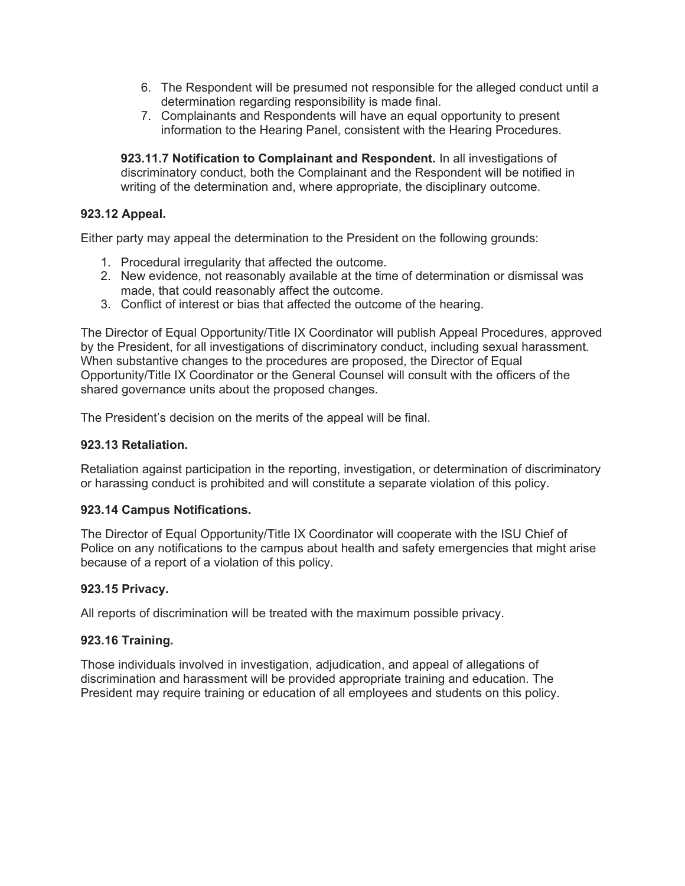6. The Respondent will be presumed not responsible for the alleged conduct until a determination regarding responsibility is made final.
7. Complainants and Respondents will have an equal opportunity to present information to the Hearing Panel, consistent with the Hearing Procedures.

**923.11.7 Notification to Complainant and Respondent.** In all investigations of discriminatory conduct, both the Complainant and the Respondent will be notified in writing of the determination and, where appropriate, the disciplinary outcome.

**923.12 Appeal.**

Either party may appeal the determination to the President on the following grounds:

1. Procedural irregularity that affected the outcome.
2. New evidence, not reasonably available at the time of determination or dismissal was made, that could reasonably affect the outcome.
3. Conflict of interest or bias that affected the outcome of the hearing.

The Director of Equal Opportunity/Title IX Coordinator will publish Appeal Procedures, approved by the President, for all investigations of discriminatory conduct, including sexual harassment. When substantive changes to the procedures are proposed, the Director of Equal Opportunity/Title IX Coordinator or the General Counsel will consult with the officers of the shared governance units about the proposed changes.

The President's decision on the merits of the appeal will be final.

**923.13 Retaliation.**

Retaliation against participation in the reporting, investigation, or determination of discriminatory or harassing conduct is prohibited and will constitute a separate violation of this policy.

**923.14 Campus Notifications.**

The Director of Equal Opportunity/Title IX Coordinator will cooperate with the ISU Chief of Police on any notifications to the campus about health and safety emergencies that might arise because of a report of a violation of this policy.

**923.15 Privacy.**

All reports of discrimination will be treated with the maximum possible privacy.

**923.16 Training.**

Those individuals involved in investigation, adjudication, and appeal of allegations of discrimination and harassment will be provided appropriate training and education. The President may require training or education of all employees and students on this policy.